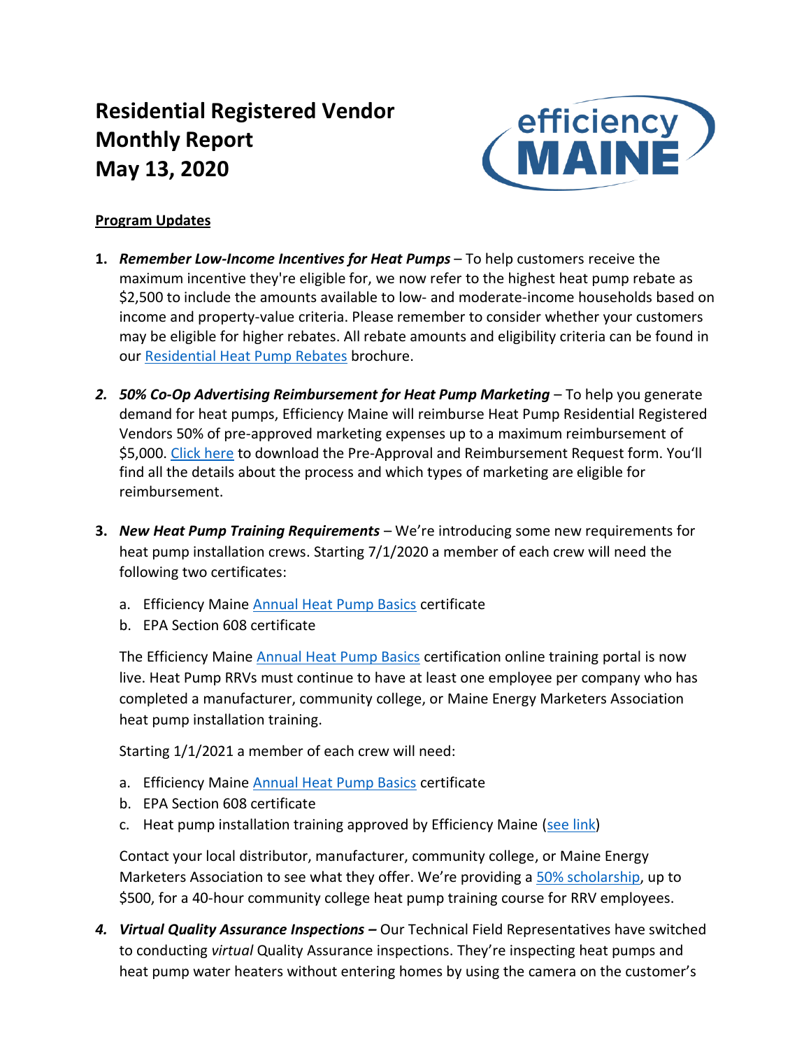# Residential Registered Vendor Monthly Report
# May 13, 2020

**Program Updates**

1. ***Remember Low-Income Incentives for Heat Pumps*** – To help customers receive the maximum incentive they're eligible for, we now refer to the highest heat pump rebate as $2,500 to include the amounts available to low- and moderate-income households based on income and property-value criteria. Please remember to consider whether your customers may be eligible for higher rebates. All rebate amounts and eligibility criteria can be found in our Residential Heat Pump Rebates brochure.

2. ***50% Co-Op Advertising Reimbursement for Heat Pump Marketing*** – To help you generate demand for heat pumps, Efficiency Maine will reimburse Heat Pump Residential Registered Vendors 50% of pre-approved marketing expenses up to a maximum reimbursement of $5,000. Click here to download the Pre-Approval and Reimbursement Request form. You'll find all the details about the process and which types of marketing are eligible for reimbursement.

3. ***New Heat Pump Training Requirements*** – We're introducing some new requirements for heat pump installation crews. Starting 7/1/2020 a member of each crew will need the following two certificates:

    a. Efficiency Maine Annual Heat Pump Basics certificate
    b. EPA Section 608 certificate

    The Efficiency Maine Annual Heat Pump Basics certification online training portal is now live. Heat Pump RRVs must continue to have at least one employee per company who has completed a manufacturer, community college, or Maine Energy Marketers Association heat pump installation training.

    Starting 1/1/2021 a member of each crew will need:

    a. Efficiency Maine Annual Heat Pump Basics certificate
    b. EPA Section 608 certificate
    c. Heat pump installation training approved by Efficiency Maine (see link)

    Contact your local distributor, manufacturer, community college, or Maine Energy Marketers Association to see what they offer. We're providing a 50% scholarship, up to $500, for a 40-hour community college heat pump training course for RRV employees.

4. ***Virtual Quality Assurance Inspections –*** Our Technical Field Representatives have switched to conducting *virtual* Quality Assurance inspections. They're inspecting heat pumps and heat pump water heaters without entering homes by using the camera on the customer's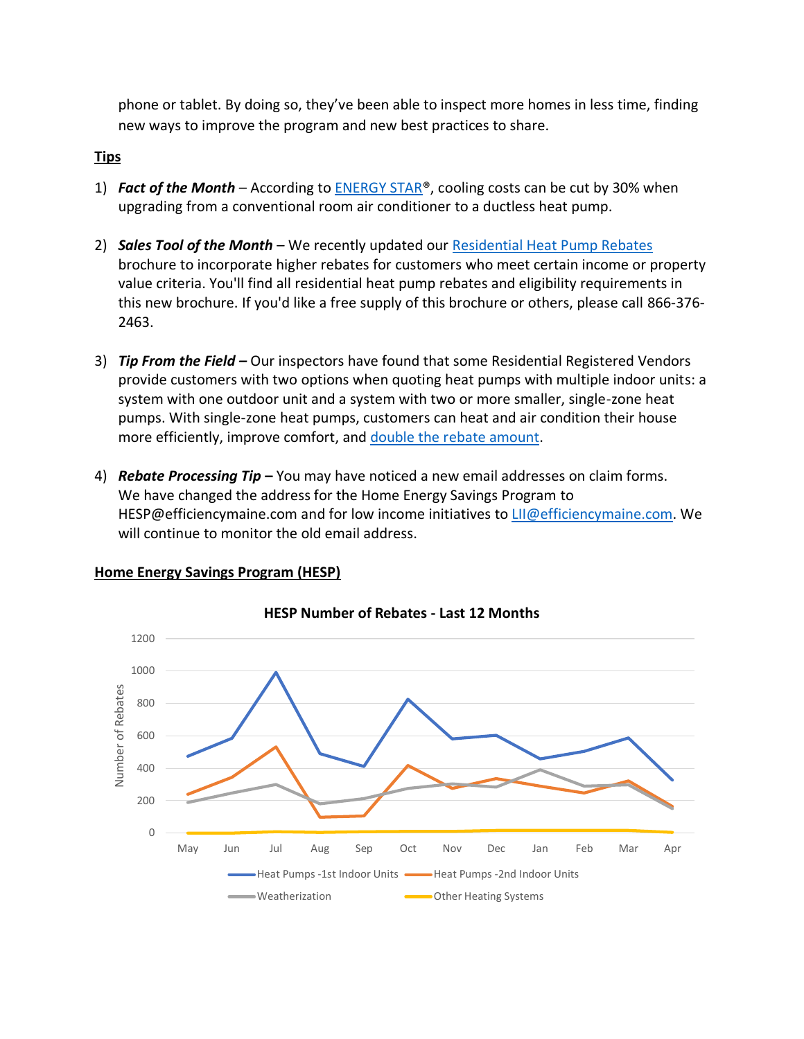phone or tablet. By doing so, they've been able to inspect more homes in less time, finding new ways to improve the program and new best practices to share.

**Tips**

1) ***Fact of the Month*** – According to ENERGY STAR®, cooling costs can be cut by 30% when upgrading from a conventional room air conditioner to a ductless heat pump.

2) ***Sales Tool of the Month*** – We recently updated our Residential Heat Pump Rebates brochure to incorporate higher rebates for customers who meet certain income or property value criteria. You'll find all residential heat pump rebates and eligibility requirements in this new brochure. If you'd like a free supply of this brochure or others, please call 866-376-2463.

3) ***Tip From the Field –*** Our inspectors have found that some Residential Registered Vendors provide customers with two options when quoting heat pumps with multiple indoor units: a system with one outdoor unit and a system with two or more smaller, single-zone heat pumps. With single-zone heat pumps, customers can heat and air condition their house more efficiently, improve comfort, and double the rebate amount.

4) ***Rebate Processing Tip –*** You may have noticed a new email addresses on claim forms. We have changed the address for the Home Energy Savings Program to HESP@efficiencymaine.com and for low income initiatives to LII@efficiencymaine.com. We will continue to monitor the old email address.

**Home Energy Savings Program (HESP)**

**HESP Number of Rebates - Last 12 Months**

Number of Rebates (0–1200) by month: May, Jun, Jul, Aug, Sep, Oct, Nov, Dec, Jan, Feb, Mar, Apr

Legend: Heat Pumps -1st Indoor Units; Heat Pumps -2nd Indoor Units; Weatherization; Other Heating Systems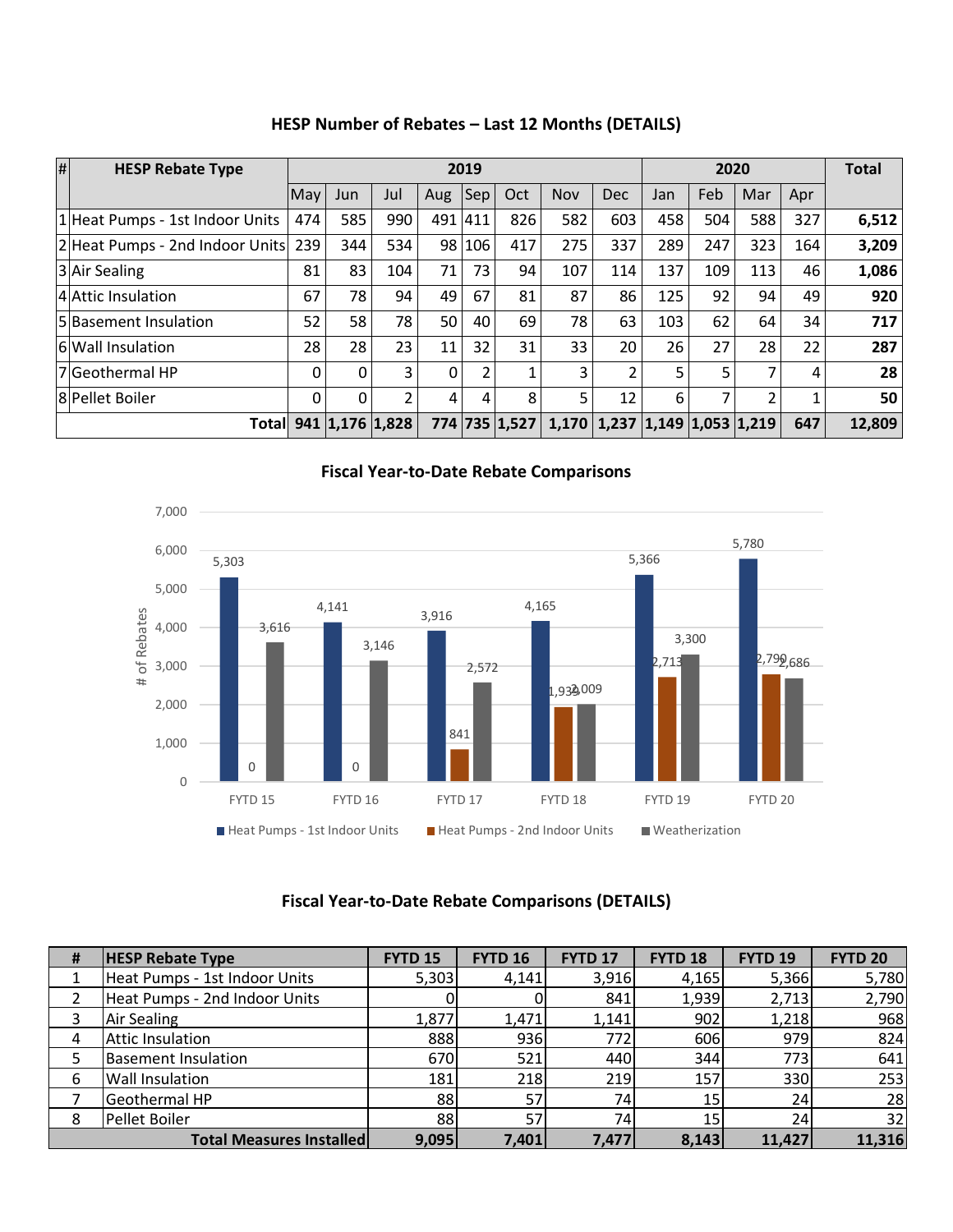## HESP Number of Rebates – Last 12 Months (DETAILS)

| # | HESP Rebate Type | 2019 | | | | | | | | 2020 | | | | Total |
|---|---|---|---|---|---|---|---|---|---|---|---|---|---|---|
| | | May | Jun | Jul | Aug | Sep | Oct | Nov | Dec | Jan | Feb | Mar | Apr | |
| 1 | Heat Pumps - 1st Indoor Units | 474 | 585 | 990 | 491 | 411 | 826 | 582 | 603 | 458 | 504 | 588 | 327 | **6,512** |
| 2 | Heat Pumps - 2nd Indoor Units | 239 | 344 | 534 | 98 | 106 | 417 | 275 | 337 | 289 | 247 | 323 | 164 | **3,209** |
| 3 | Air Sealing | 81 | 83 | 104 | 71 | 73 | 94 | 107 | 114 | 137 | 109 | 113 | 46 | **1,086** |
| 4 | Attic Insulation | 67 | 78 | 94 | 49 | 67 | 81 | 87 | 86 | 125 | 92 | 94 | 49 | **920** |
| 5 | Basement Insulation | 52 | 58 | 78 | 50 | 40 | 69 | 78 | 63 | 103 | 62 | 64 | 34 | **717** |
| 6 | Wall Insulation | 28 | 28 | 23 | 11 | 32 | 31 | 33 | 20 | 26 | 27 | 28 | 22 | **287** |
| 7 | Geothermal HP | 0 | 0 | 3 | 0 | 2 | 1 | 3 | 2 | 5 | 5 | 7 | 4 | **28** |
| 8 | Pellet Boiler | 0 | 0 | 2 | 4 | 4 | 8 | 5 | 12 | 6 | 7 | 2 | 1 | **50** |
| | **Total** | **941** | **1,176** | **1,828** | **774** | **735** | **1,527** | **1,170** | **1,237** | **1,149** | **1,053** | **1,219** | **647** | **12,809** |

## Fiscal Year-to-Date Rebate Comparisons

| | FYTD 15 | FYTD 16 | FYTD 17 | FYTD 18 | FYTD 19 | FYTD 20 |
|---|---|---|---|---|---|---|
| Heat Pumps - 1st Indoor Units | 5,303 | 4,141 | 3,916 | 4,165 | 5,366 | 5,780 |
| Heat Pumps - 2nd Indoor Units | 0 | 0 | 841 | 1,939 | 2,713 | 2,790 |
| Weatherization | 3,616 | 3,146 | 2,572 | 2,009 | 3,300 | 2,686 |

## Fiscal Year-to-Date Rebate Comparisons (DETAILS)

| # | HESP Rebate Type | FYTD 15 | FYTD 16 | FYTD 17 | FYTD 18 | FYTD 19 | FYTD 20 |
|---|---|---|---|---|---|---|---|
| 1 | Heat Pumps - 1st Indoor Units | 5,303 | 4,141 | 3,916 | 4,165 | 5,366 | 5,780 |
| 2 | Heat Pumps - 2nd Indoor Units | 0 | 0 | 841 | 1,939 | 2,713 | 2,790 |
| 3 | Air Sealing | 1,877 | 1,471 | 1,141 | 902 | 1,218 | 968 |
| 4 | Attic Insulation | 888 | 936 | 772 | 606 | 979 | 824 |
| 5 | Basement Insulation | 670 | 521 | 440 | 344 | 773 | 641 |
| 6 | Wall Insulation | 181 | 218 | 219 | 157 | 330 | 253 |
| 7 | Geothermal HP | 88 | 57 | 74 | 15 | 24 | 28 |
| 8 | Pellet Boiler | 88 | 57 | 74 | 15 | 24 | 32 |
| | **Total Measures Installed** | **9,095** | **7,401** | **7,477** | **8,143** | **11,427** | **11,316** |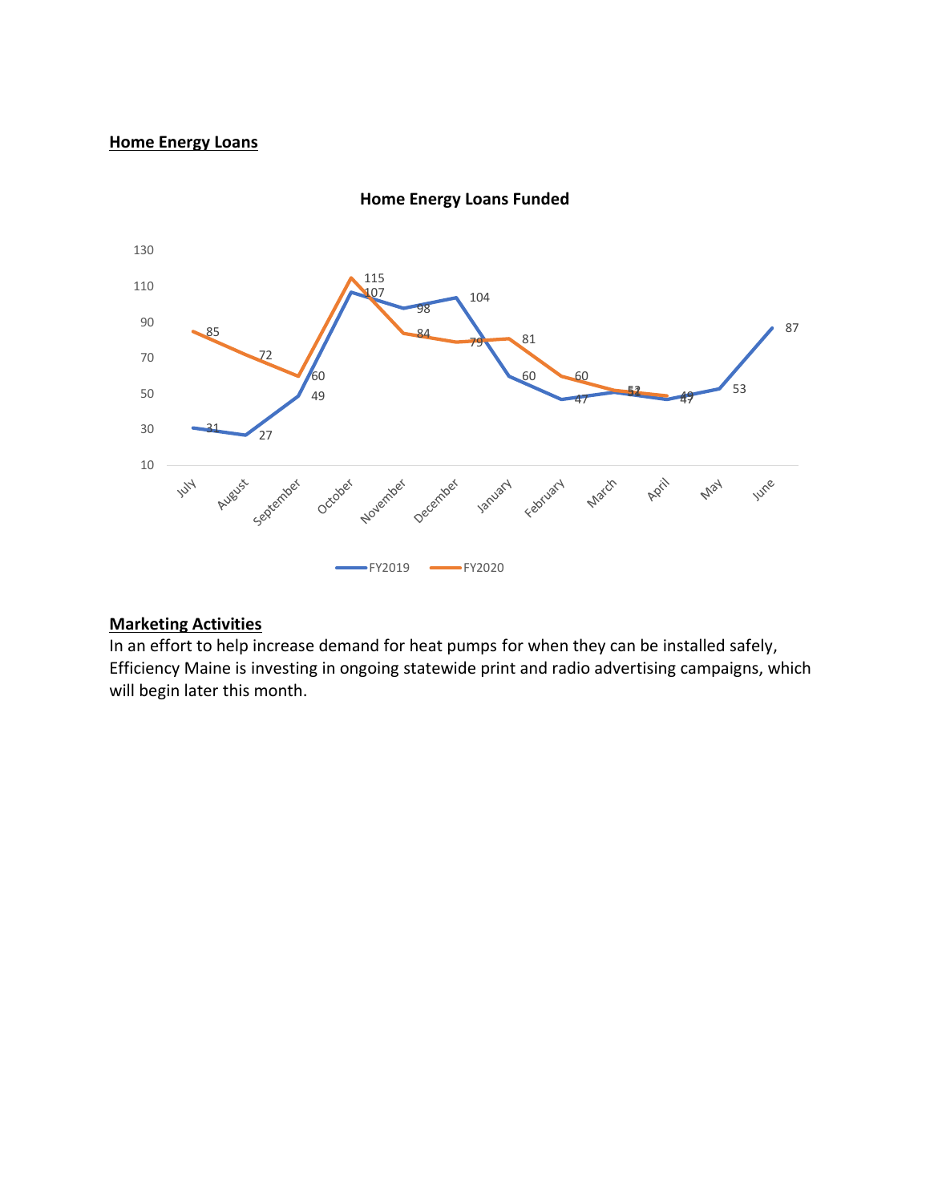**Home Energy Loans**

Home Energy Loans Funded

130
110
90
70
50
30
10

July August September October November December January February March April May June

85 72 60 115 84 79 81 60 52 49

31 27 49 107 98 104 60 47 51 47 53 87

FY2019 FY2020

**Marketing Activities**

In an effort to help increase demand for heat pumps for when they can be installed safely, Efficiency Maine is investing in ongoing statewide print and radio advertising campaigns, which will begin later this month.